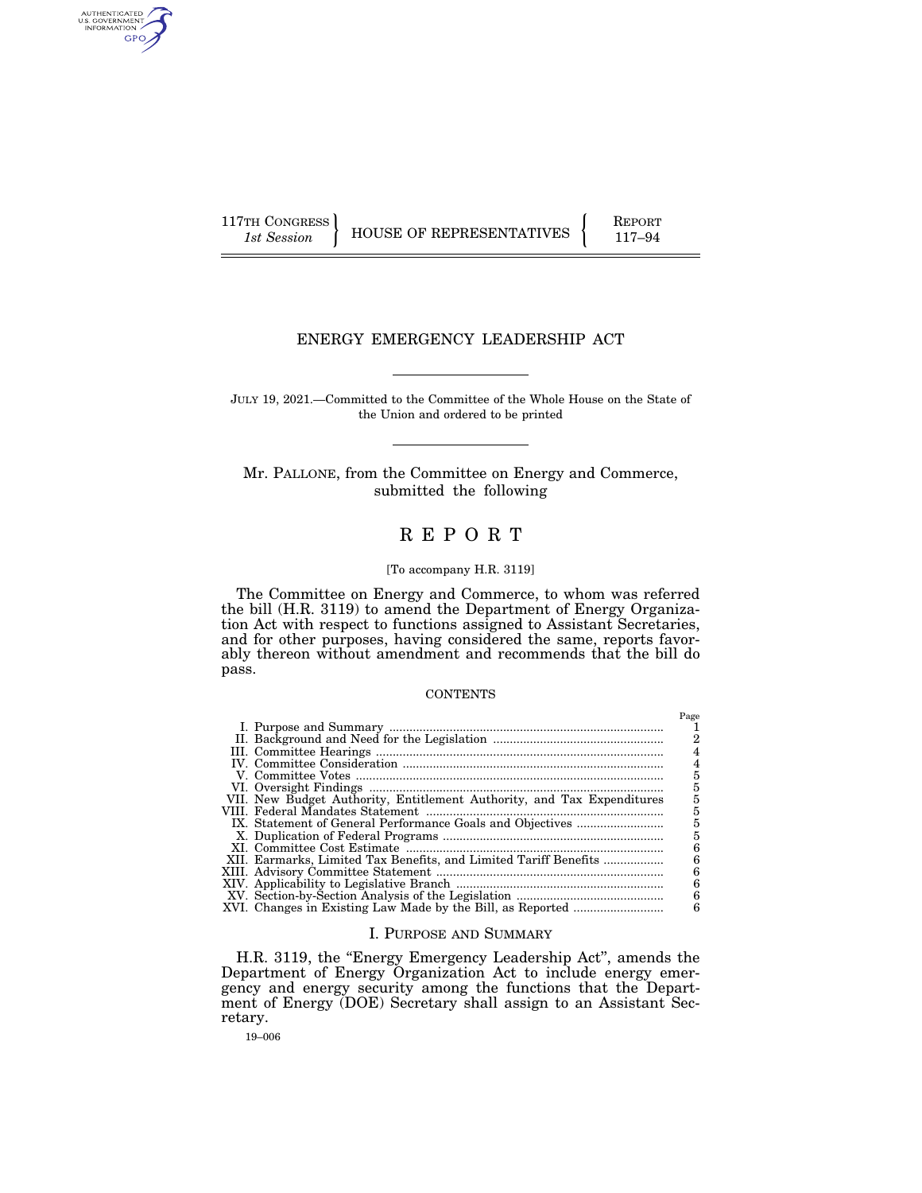117TH CONGRESS
*1st Session*

HOUSE OF REPRESENTATIVES

REPORT
117–94

# ENERGY EMERGENCY LEADERSHIP ACT

JULY 19, 2021.—Committed to the Committee of the Whole House on the State of the Union and ordered to be printed

Mr. PALLONE, from the Committee on Energy and Commerce, submitted the following

# REPORT

[To accompany H.R. 3119]

The Committee on Energy and Commerce, to whom was referred the bill (H.R. 3119) to amend the Department of Energy Organization Act with respect to functions assigned to Assistant Secretaries, and for other purposes, having considered the same, reports favorably thereon without amendment and recommends that the bill do pass.

CONTENTS

| | | Page |
|---|---|---|
| I. | Purpose and Summary | 1 |
| II. | Background and Need for the Legislation | 2 |
| III. | Committee Hearings | 4 |
| IV. | Committee Consideration | 4 |
| V. | Committee Votes | 5 |
| VI. | Oversight Findings | 5 |
| VII. | New Budget Authority, Entitlement Authority, and Tax Expenditures | 5 |
| VIII. | Federal Mandates Statement | 5 |
| IX. | Statement of General Performance Goals and Objectives | 5 |
| X. | Duplication of Federal Programs | 5 |
| XI. | Committee Cost Estimate | 6 |
| XII. | Earmarks, Limited Tax Benefits, and Limited Tariff Benefits | 6 |
| XIII. | Advisory Committee Statement | 6 |
| XIV. | Applicability to Legislative Branch | 6 |
| XV. | Section-by-Section Analysis of the Legislation | 6 |
| XVI. | Changes in Existing Law Made by the Bill, as Reported | 6 |

## I. PURPOSE AND SUMMARY

H.R. 3119, the "Energy Emergency Leadership Act", amends the Department of Energy Organization Act to include energy emergency and energy security among the functions that the Department of Energy (DOE) Secretary shall assign to an Assistant Secretary.

19–006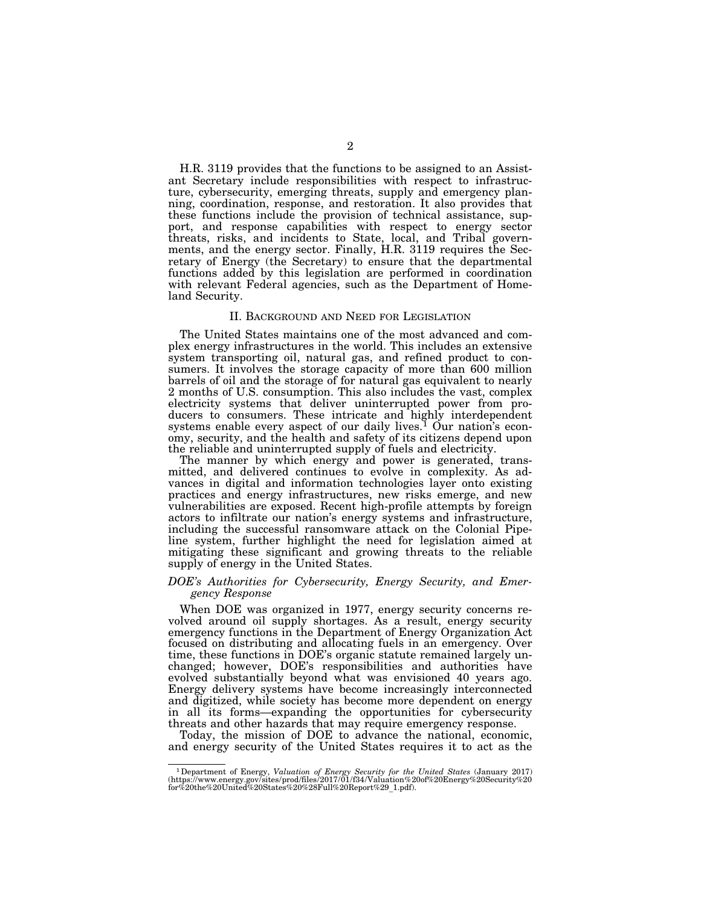H.R. 3119 provides that the functions to be assigned to an Assistant Secretary include responsibilities with respect to infrastructure, cybersecurity, emerging threats, supply and emergency planning, coordination, response, and restoration. It also provides that these functions include the provision of technical assistance, support, and response capabilities with respect to energy sector threats, risks, and incidents to State, local, and Tribal governments, and the energy sector. Finally, H.R. 3119 requires the Secretary of Energy (the Secretary) to ensure that the departmental functions added by this legislation are performed in coordination with relevant Federal agencies, such as the Department of Homeland Security.

## II. Background and Need for Legislation

The United States maintains one of the most advanced and complex energy infrastructures in the world. This includes an extensive system transporting oil, natural gas, and refined product to consumers. It involves the storage capacity of more than 600 million barrels of oil and the storage of for natural gas equivalent to nearly 2 months of U.S. consumption. This also includes the vast, complex electricity systems that deliver uninterrupted power from producers to consumers. These intricate and highly interdependent systems enable every aspect of our daily lives.[1] Our nation's economy, security, and the health and safety of its citizens depend upon the reliable and uninterrupted supply of fuels and electricity.

The manner by which energy and power is generated, transmitted, and delivered continues to evolve in complexity. As advances in digital and information technologies layer onto existing practices and energy infrastructures, new risks emerge, and new vulnerabilities are exposed. Recent high-profile attempts by foreign actors to infiltrate our nation's energy systems and infrastructure, including the successful ransomware attack on the Colonial Pipeline system, further highlight the need for legislation aimed at mitigating these significant and growing threats to the reliable supply of energy in the United States.

### *DOE's Authorities for Cybersecurity, Energy Security, and Emergency Response*

When DOE was organized in 1977, energy security concerns revolved around oil supply shortages. As a result, energy security emergency functions in the Department of Energy Organization Act focused on distributing and allocating fuels in an emergency. Over time, these functions in DOE's organic statute remained largely unchanged; however, DOE's responsibilities and authorities have evolved substantially beyond what was envisioned 40 years ago. Energy delivery systems have become increasingly interconnected and digitized, while society has become more dependent on energy in all its forms—expanding the opportunities for cybersecurity threats and other hazards that may require emergency response.

Today, the mission of DOE to advance the national, economic, and energy security of the United States requires it to act as the

---

[1] Department of Energy, *Valuation of Energy Security for the United States* (January 2017) (https://www.energy.gov/sites/prod/files/2017/01/f34/Valuation%20of%20Energy%20Security%20for%20the%20United%20States%20%28Full%20Report%29_1.pdf).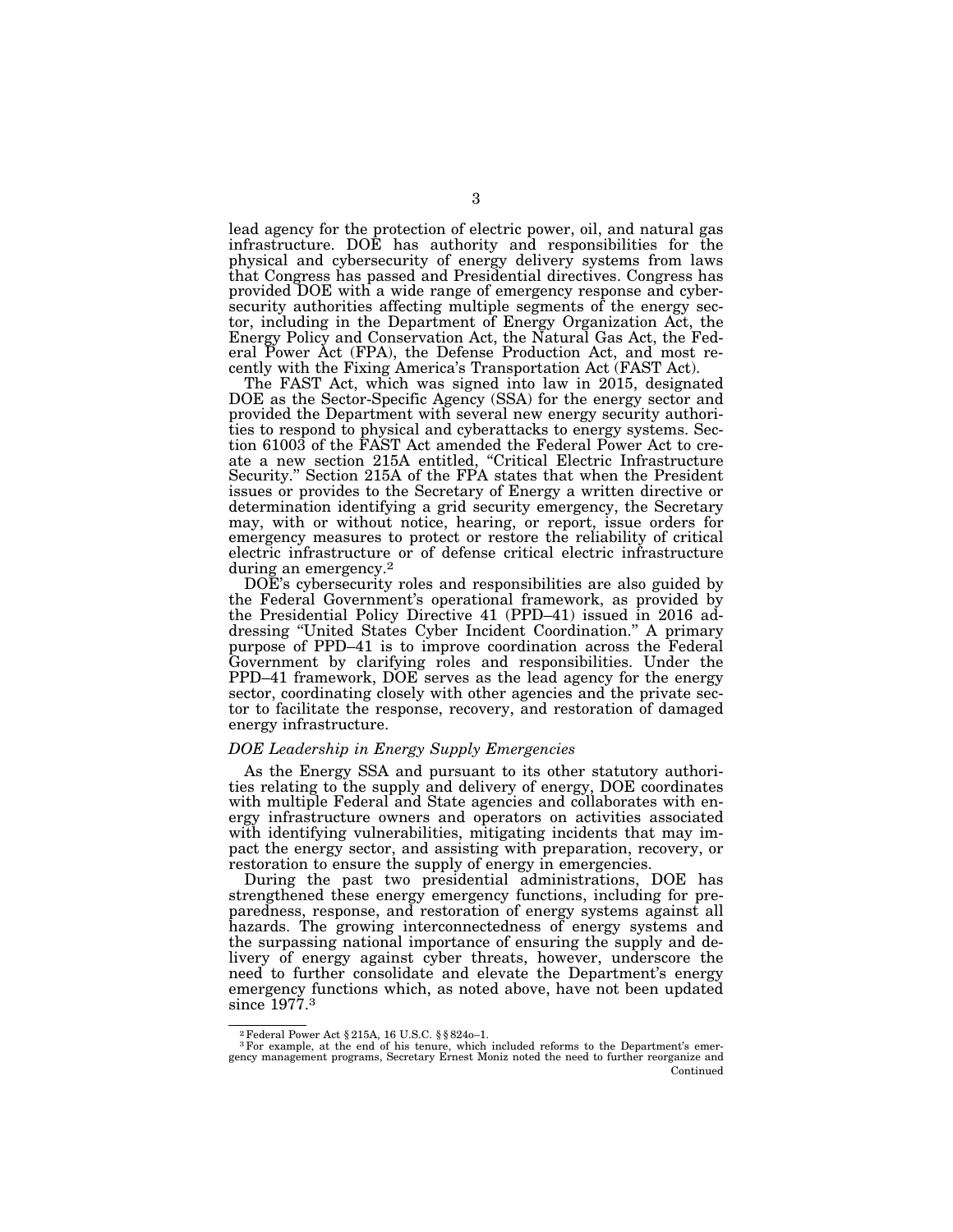lead agency for the protection of electric power, oil, and natural gas infrastructure. DOE has authority and responsibilities for the physical and cybersecurity of energy delivery systems from laws that Congress has passed and Presidential directives. Congress has provided DOE with a wide range of emergency response and cybersecurity authorities affecting multiple segments of the energy sector, including in the Department of Energy Organization Act, the Energy Policy and Conservation Act, the Natural Gas Act, the Federal Power Act (FPA), the Defense Production Act, and most recently with the Fixing America's Transportation Act (FAST Act).

The FAST Act, which was signed into law in 2015, designated DOE as the Sector-Specific Agency (SSA) for the energy sector and provided the Department with several new energy security authorities to respond to physical and cyberattacks to energy systems. Section 61003 of the FAST Act amended the Federal Power Act to create a new section 215A entitled, "Critical Electric Infrastructure Security." Section 215A of the FPA states that when the President issues or provides to the Secretary of Energy a written directive or determination identifying a grid security emergency, the Secretary may, with or without notice, hearing, or report, issue orders for emergency measures to protect or restore the reliability of critical electric infrastructure or of defense critical electric infrastructure during an emergency.[2]

DOE's cybersecurity roles and responsibilities are also guided by the Federal Government's operational framework, as provided by the Presidential Policy Directive 41 (PPD–41) issued in 2016 addressing "United States Cyber Incident Coordination." A primary purpose of PPD–41 is to improve coordination across the Federal Government by clarifying roles and responsibilities. Under the PPD–41 framework, DOE serves as the lead agency for the energy sector, coordinating closely with other agencies and the private sector to facilitate the response, recovery, and restoration of damaged energy infrastructure.

*DOE Leadership in Energy Supply Emergencies*

As the Energy SSA and pursuant to its other statutory authorities relating to the supply and delivery of energy, DOE coordinates with multiple Federal and State agencies and collaborates with energy infrastructure owners and operators on activities associated with identifying vulnerabilities, mitigating incidents that may impact the energy sector, and assisting with preparation, recovery, or restoration to ensure the supply of energy in emergencies.

During the past two presidential administrations, DOE has strengthened these energy emergency functions, including for preparedness, response, and restoration of energy systems against all hazards. The growing interconnectedness of energy systems and the surpassing national importance of ensuring the supply and delivery of energy against cyber threats, however, underscore the need to further consolidate and elevate the Department's energy emergency functions which, as noted above, have not been updated since 1977.[3]

---

[2] Federal Power Act § 215A, 16 U.S.C. §§ 824o–1.

[3] For example, at the end of his tenure, which included reforms to the Department's emergency management programs, Secretary Ernest Moniz noted the need to further reorganize and Continued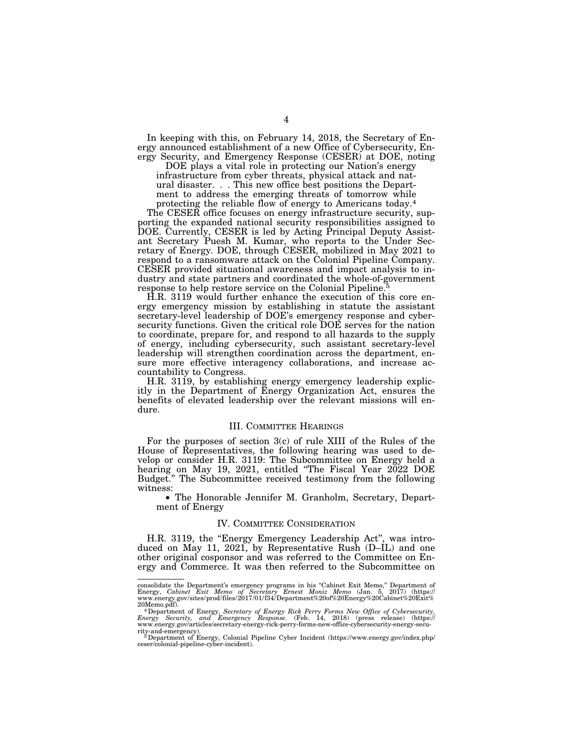In keeping with this, on February 14, 2018, the Secretary of Energy announced establishment of a new Office of Cybersecurity, Energy Security, and Emergency Response (CESER) at DOE, noting

> DOE plays a vital role in protecting our Nation's energy infrastructure from cyber threats, physical attack and natural disaster. . . This new office best positions the Department to address the emerging threats of tomorrow while protecting the reliable flow of energy to Americans today.[4]

The CESER office focuses on energy infrastructure security, supporting the expanded national security responsibilities assigned to DOE. Currently, CESER is led by Acting Principal Deputy Assistant Secretary Puesh M. Kumar, who reports to the Under Secretary of Energy. DOE, through CESER, mobilized in May 2021 to respond to a ransomware attack on the Colonial Pipeline Company. CESER provided situational awareness and impact analysis to industry and state partners and coordinated the whole-of-government response to help restore service on the Colonial Pipeline.[5]

H.R. 3119 would further enhance the execution of this core energy emergency mission by establishing in statute the assistant secretary-level leadership of DOE's emergency response and cybersecurity functions. Given the critical role DOE serves for the nation to coordinate, prepare for, and respond to all hazards to the supply of energy, including cybersecurity, such assistant secretary-level leadership will strengthen coordination across the department, ensure more effective interagency collaborations, and increase accountability to Congress.

H.R. 3119, by establishing energy emergency leadership explicitly in the Department of Energy Organization Act, ensures the benefits of elevated leadership over the relevant missions will endure.

## III. Committee Hearings

For the purposes of section 3(c) of rule XIII of the Rules of the House of Representatives, the following hearing was used to develop or consider H.R. 3119: The Subcommittee on Energy held a hearing on May 19, 2021, entitled "The Fiscal Year 2022 DOE Budget." The Subcommittee received testimony from the following witness:

- The Honorable Jennifer M. Granholm, Secretary, Department of Energy

## IV. Committee Consideration

H.R. 3119, the "Energy Emergency Leadership Act", was introduced on May 11, 2021, by Representative Rush (D–IL) and one other original cosponsor and was referred to the Committee on Energy and Commerce. It was then referred to the Subcommittee on

---

consolidate the Department's emergency programs in his "Cabinet Exit Memo," Department of Energy, *Cabinet Exit Memo of Secretary Ernest Moniz Memo* (Jan. 5, 2017) (https://www.energy.gov/sites/prod/files/2017/01/f34/Department%20of%20Energy%20Cabinet%20Exit%20Memo.pdf).

[4] Department of Energy, *Secretary of Energy Rick Perry Forms New Office of Cybersecurity, Energy Security, and Emergency Response.* (Feb. 14, 2018) (press release) (https://www.energy.gov/articles/secretary-energy-rick-perry-forms-new-office-cybersecurity-energy-security-and-emergency).

[5] Department of Energy, Colonial Pipeline Cyber Incident (https://www.energy.gov/index.php/ceser/colonial-pipeline-cyber-incident).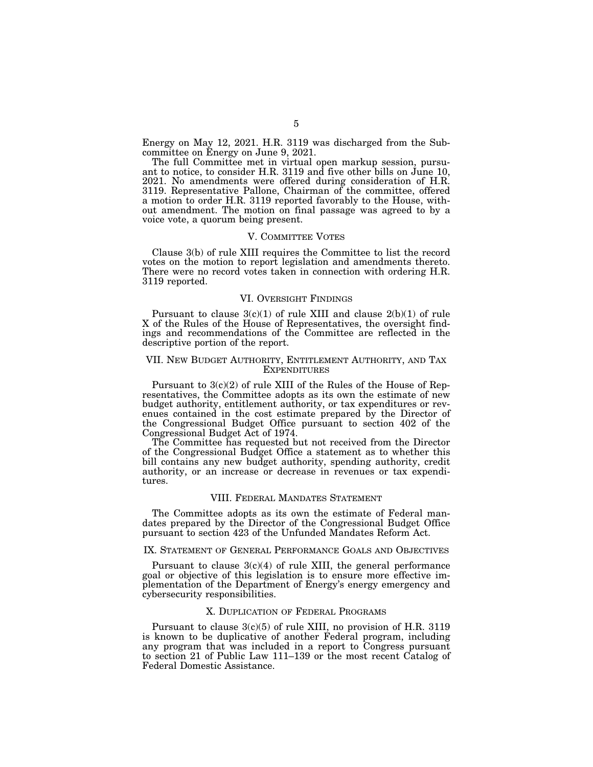Energy on May 12, 2021. H.R. 3119 was discharged from the Subcommittee on Energy on June 9, 2021.

The full Committee met in virtual open markup session, pursuant to notice, to consider H.R. 3119 and five other bills on June 10, 2021. No amendments were offered during consideration of H.R. 3119. Representative Pallone, Chairman of the committee, offered a motion to order H.R. 3119 reported favorably to the House, without amendment. The motion on final passage was agreed to by a voice vote, a quorum being present.

## V. Committee Votes

Clause 3(b) of rule XIII requires the Committee to list the record votes on the motion to report legislation and amendments thereto. There were no record votes taken in connection with ordering H.R. 3119 reported.

## VI. Oversight Findings

Pursuant to clause 3(c)(1) of rule XIII and clause 2(b)(1) of rule X of the Rules of the House of Representatives, the oversight findings and recommendations of the Committee are reflected in the descriptive portion of the report.

## VII. New Budget Authority, Entitlement Authority, and Tax Expenditures

Pursuant to 3(c)(2) of rule XIII of the Rules of the House of Representatives, the Committee adopts as its own the estimate of new budget authority, entitlement authority, or tax expenditures or revenues contained in the cost estimate prepared by the Director of the Congressional Budget Office pursuant to section 402 of the Congressional Budget Act of 1974.

The Committee has requested but not received from the Director of the Congressional Budget Office a statement as to whether this bill contains any new budget authority, spending authority, credit authority, or an increase or decrease in revenues or tax expenditures.

## VIII. Federal Mandates Statement

The Committee adopts as its own the estimate of Federal mandates prepared by the Director of the Congressional Budget Office pursuant to section 423 of the Unfunded Mandates Reform Act.

## IX. Statement of General Performance Goals and Objectives

Pursuant to clause 3(c)(4) of rule XIII, the general performance goal or objective of this legislation is to ensure more effective implementation of the Department of Energy's energy emergency and cybersecurity responsibilities.

## X. Duplication of Federal Programs

Pursuant to clause 3(c)(5) of rule XIII, no provision of H.R. 3119 is known to be duplicative of another Federal program, including any program that was included in a report to Congress pursuant to section 21 of Public Law 111–139 or the most recent Catalog of Federal Domestic Assistance.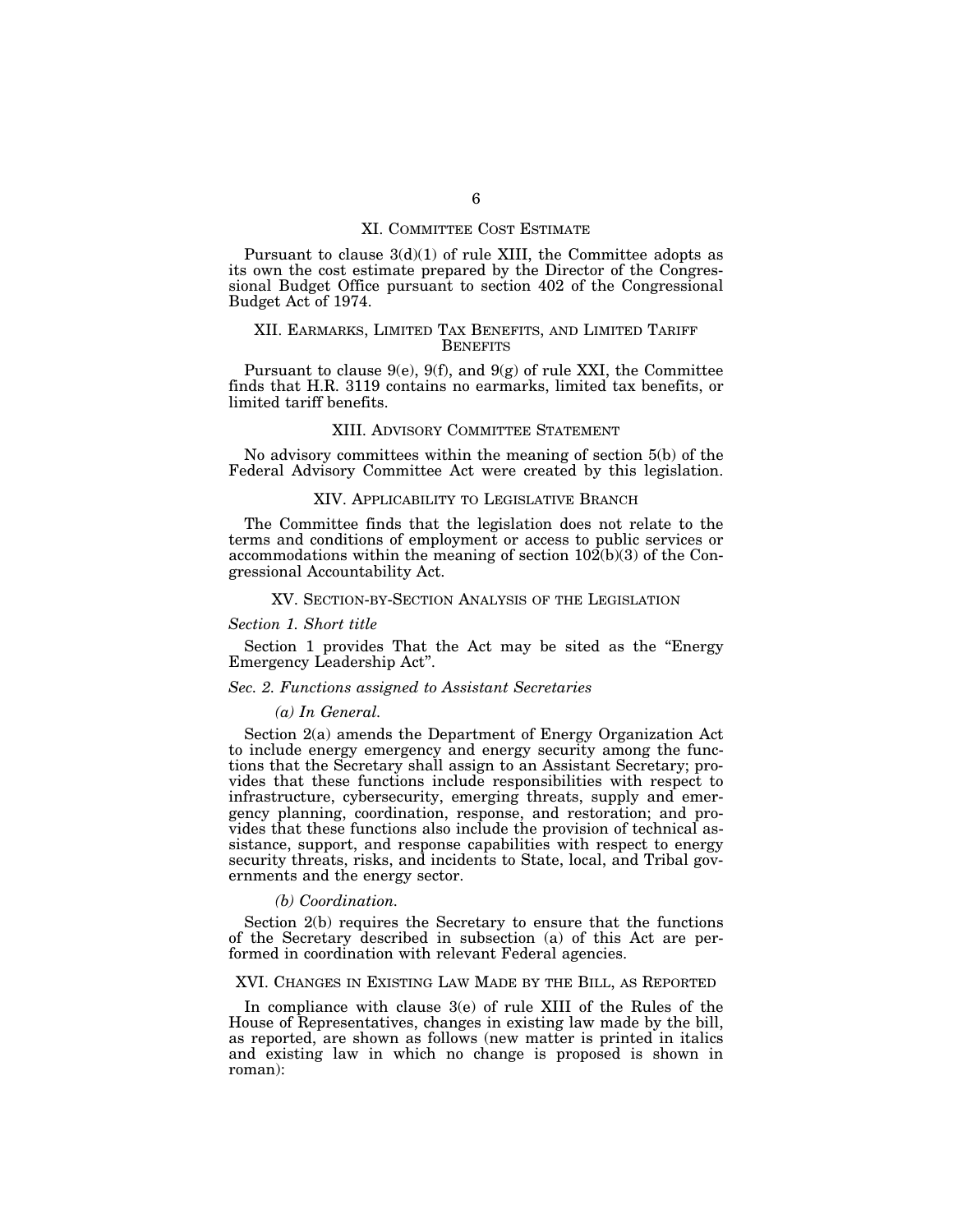## XI. Committee Cost Estimate

Pursuant to clause 3(d)(1) of rule XIII, the Committee adopts as its own the cost estimate prepared by the Director of the Congressional Budget Office pursuant to section 402 of the Congressional Budget Act of 1974.

## XII. Earmarks, Limited Tax Benefits, and Limited Tariff Benefits

Pursuant to clause 9(e), 9(f), and 9(g) of rule XXI, the Committee finds that H.R. 3119 contains no earmarks, limited tax benefits, or limited tariff benefits.

## XIII. Advisory Committee Statement

No advisory committees within the meaning of section 5(b) of the Federal Advisory Committee Act were created by this legislation.

## XIV. Applicability to Legislative Branch

The Committee finds that the legislation does not relate to the terms and conditions of employment or access to public services or accommodations within the meaning of section 102(b)(3) of the Congressional Accountability Act.

## XV. Section-by-Section Analysis of the Legislation

### *Section 1. Short title*

Section 1 provides That the Act may be sited as the "Energy Emergency Leadership Act".

### *Sec. 2. Functions assigned to Assistant Secretaries*

*(a) In General.*

Section 2(a) amends the Department of Energy Organization Act to include energy emergency and energy security among the functions that the Secretary shall assign to an Assistant Secretary; provides that these functions include responsibilities with respect to infrastructure, cybersecurity, emerging threats, supply and emergency planning, coordination, response, and restoration; and provides that these functions also include the provision of technical assistance, support, and response capabilities with respect to energy security threats, risks, and incidents to State, local, and Tribal governments and the energy sector.

*(b) Coordination.*

Section 2(b) requires the Secretary to ensure that the functions of the Secretary described in subsection (a) of this Act are performed in coordination with relevant Federal agencies.

## XVI. Changes in Existing Law Made by the Bill, as Reported

In compliance with clause 3(e) of rule XIII of the Rules of the House of Representatives, changes in existing law made by the bill, as reported, are shown as follows (new matter is printed in italics and existing law in which no change is proposed is shown in roman):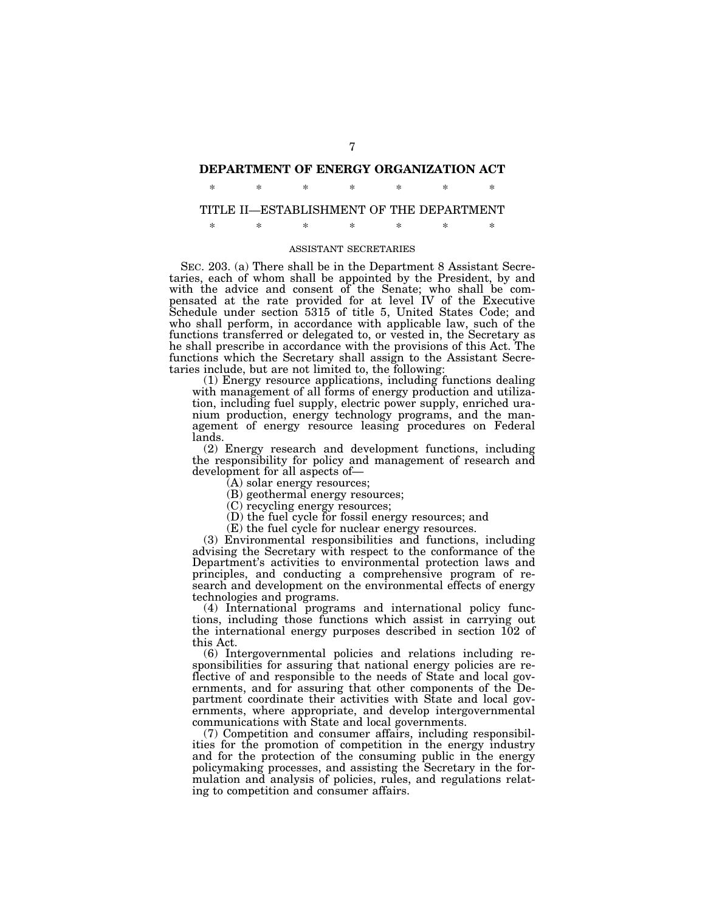# DEPARTMENT OF ENERGY ORGANIZATION ACT

\* \* \* \* \* \* \*

## TITLE II—ESTABLISHMENT OF THE DEPARTMENT

\* \* \* \* \* \* \*

### ASSISTANT SECRETARIES

SEC. 203. (a) There shall be in the Department 8 Assistant Secretaries, each of whom shall be appointed by the President, by and with the advice and consent of the Senate; who shall be compensated at the rate provided for at level IV of the Executive Schedule under section 5315 of title 5, United States Code; and who shall perform, in accordance with applicable law, such of the functions transferred or delegated to, or vested in, the Secretary as he shall prescribe in accordance with the provisions of this Act. The functions which the Secretary shall assign to the Assistant Secretaries include, but are not limited to, the following:

(1) Energy resource applications, including functions dealing with management of all forms of energy production and utilization, including fuel supply, electric power supply, enriched uranium production, energy technology programs, and the management of energy resource leasing procedures on Federal lands.

(2) Energy research and development functions, including the responsibility for policy and management of research and development for all aspects of—

(A) solar energy resources;

(B) geothermal energy resources;

(C) recycling energy resources;

(D) the fuel cycle for fossil energy resources; and

(E) the fuel cycle for nuclear energy resources.

(3) Environmental responsibilities and functions, including advising the Secretary with respect to the conformance of the Department's activities to environmental protection laws and principles, and conducting a comprehensive program of research and development on the environmental effects of energy technologies and programs.

(4) International programs and international policy functions, including those functions which assist in carrying out the international energy purposes described in section 102 of this Act.

(6) Intergovernmental policies and relations including responsibilities for assuring that national energy policies are reflective of and responsible to the needs of State and local governments, and for assuring that other components of the Department coordinate their activities with State and local governments, where appropriate, and develop intergovernmental communications with State and local governments.

(7) Competition and consumer affairs, including responsibilities for the promotion of competition in the energy industry and for the protection of the consuming public in the energy policymaking processes, and assisting the Secretary in the formulation and analysis of policies, rules, and regulations relating to competition and consumer affairs.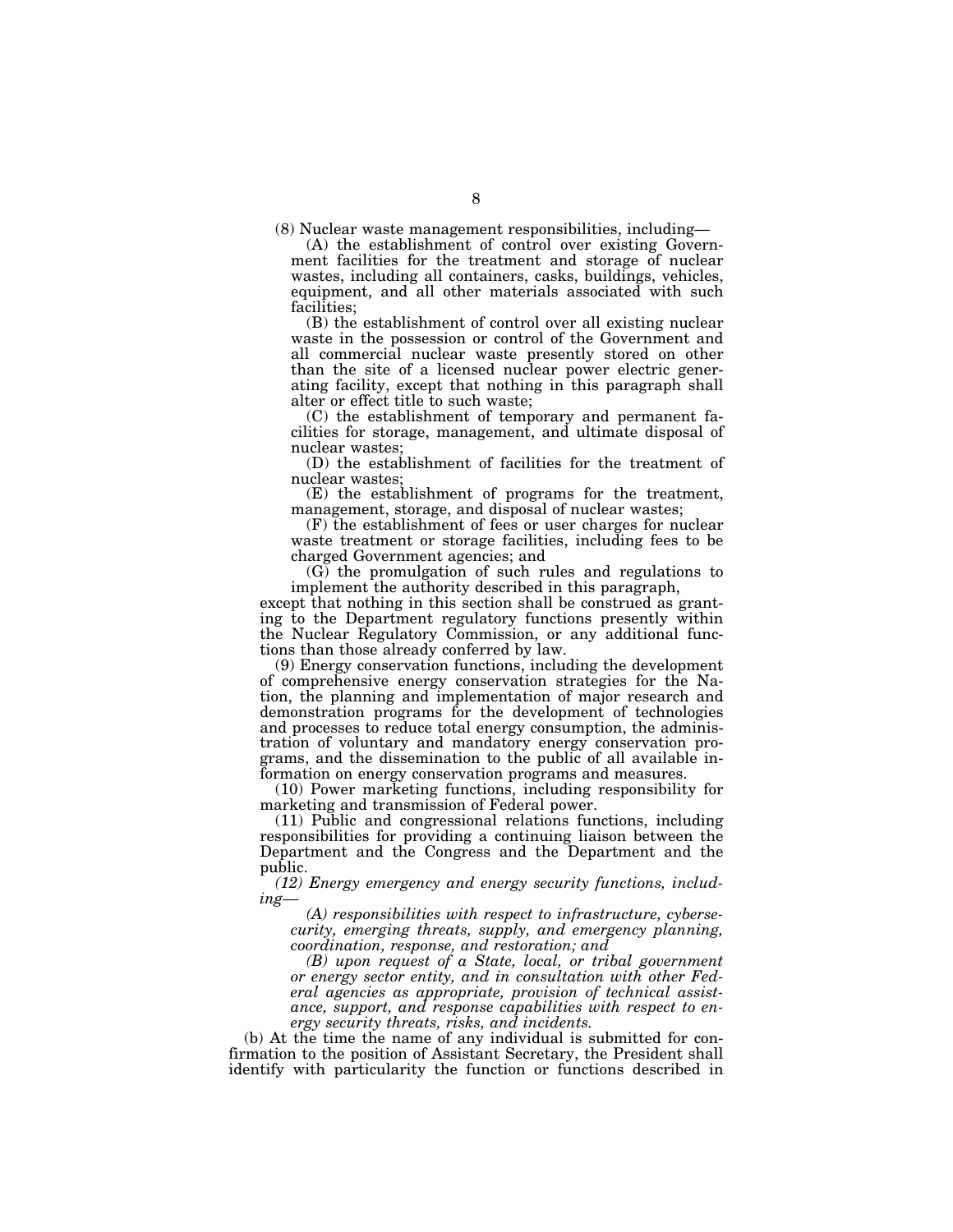(8) Nuclear waste management responsibilities, including—

(A) the establishment of control over existing Government facilities for the treatment and storage of nuclear wastes, including all containers, casks, buildings, vehicles, equipment, and all other materials associated with such facilities;

(B) the establishment of control over all existing nuclear waste in the possession or control of the Government and all commercial nuclear waste presently stored on other than the site of a licensed nuclear power electric generating facility, except that nothing in this paragraph shall alter or effect title to such waste;

(C) the establishment of temporary and permanent facilities for storage, management, and ultimate disposal of nuclear wastes;

(D) the establishment of facilities for the treatment of nuclear wastes;

(E) the establishment of programs for the treatment, management, storage, and disposal of nuclear wastes;

(F) the establishment of fees or user charges for nuclear waste treatment or storage facilities, including fees to be charged Government agencies; and

(G) the promulgation of such rules and regulations to implement the authority described in this paragraph,

except that nothing in this section shall be construed as granting to the Department regulatory functions presently within the Nuclear Regulatory Commission, or any additional functions than those already conferred by law.

(9) Energy conservation functions, including the development of comprehensive energy conservation strategies for the Nation, the planning and implementation of major research and demonstration programs for the development of technologies and processes to reduce total energy consumption, the administration of voluntary and mandatory energy conservation programs, and the dissemination to the public of all available information on energy conservation programs and measures.

(10) Power marketing functions, including responsibility for marketing and transmission of Federal power.

(11) Public and congressional relations functions, including responsibilities for providing a continuing liaison between the Department and the Congress and the Department and the public.

*(12) Energy emergency and energy security functions, including—*

*(A) responsibilities with respect to infrastructure, cybersecurity, emerging threats, supply, and emergency planning, coordination, response, and restoration; and*

*(B) upon request of a State, local, or tribal government or energy sector entity, and in consultation with other Federal agencies as appropriate, provision of technical assistance, support, and response capabilities with respect to energy security threats, risks, and incidents.*

(b) At the time the name of any individual is submitted for confirmation to the position of Assistant Secretary, the President shall identify with particularity the function or functions described in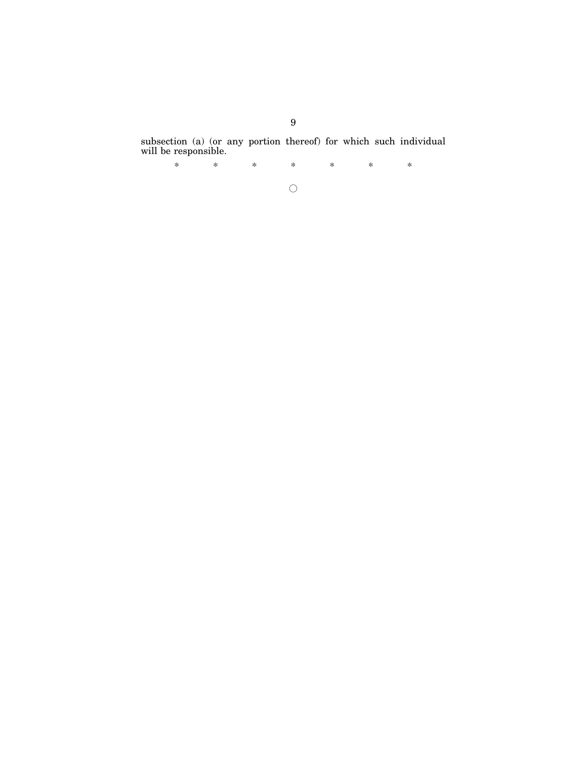subsection (a) (or any portion thereof) for which such individual will be responsible.

\* \* \* \* \* \* \*

○